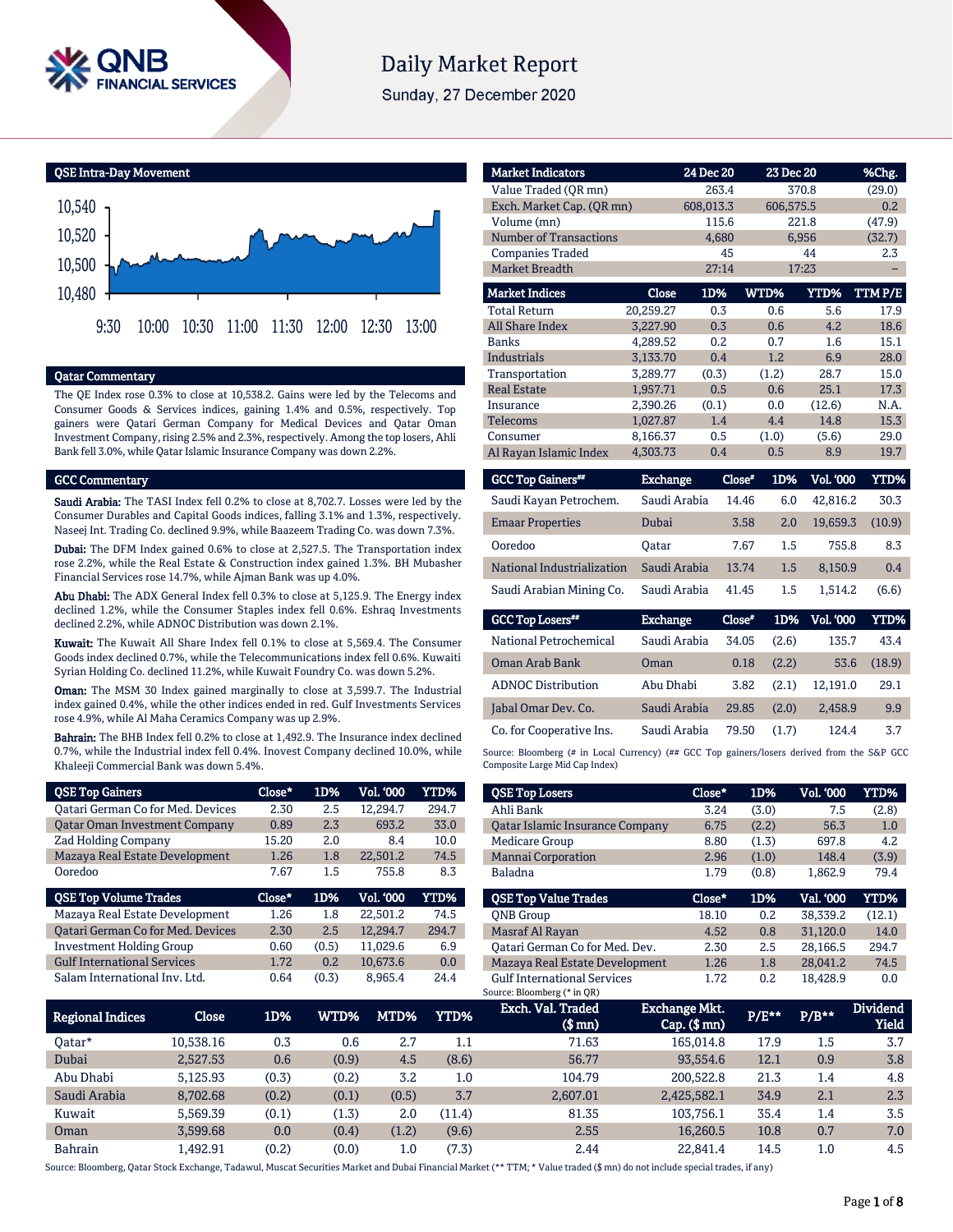# Daily Market Report

Sunday, 27 December 2020

## QSE Intra-Day Movement

## Qatar Commentary

The QE Index rose 0.3% to close at 10,538.2. Gains were led by the Telecoms and Consumer Goods & Services indices, gaining 1.4% and 0.5%, respectively. Top gainers were Qatari German Company for Medical Devices and Qatar Oman Investment Company, rising 2.5% and 2.3%, respectively. Among the top losers, Ahli Bank fell 3.0%, while Qatar Islamic Insurance Company was down 2.2%.

## GCC Commentary

**Saudi Arabia:** The TASI Index fell 0.2% to close at 8,702.7. Losses were led by the Consumer Durables and Capital Goods indices, falling 3.1% and 1.3%, respectively. Naseej Int. Trading Co. declined 9.9%, while Baazeem Trading Co. was down 7.3%.

**Dubai:** The DFM Index gained 0.6% to close at 2,527.5. The Transportation index rose 2.2%, while the Real Estate & Construction index gained 1.3%. BH Mubasher Financial Services rose 14.7%, while Ajman Bank was up 4.0%.

**Abu Dhabi:** The ADX General Index fell 0.3% to close at 5,125.9. The Energy index declined 1.2%, while the Consumer Staples index fell 0.6%. Eshraq Investments declined 2.2%, while ADNOC Distribution was down 2.1%.

**Kuwait:** The Kuwait All Share Index fell 0.1% to close at 5,569.4. The Consumer Goods index declined 0.7%, while the Telecommunications index fell 0.6%. Kuwaiti Syrian Holding Co. declined 11.2%, while Kuwait Foundry Co. was down 5.2%.

**Oman:** The MSM 30 Index gained marginally to close at 3,599.7. The Industrial index gained 0.4%, while the other indices ended in red. Gulf Investments Services rose 4.9%, while Al Maha Ceramics Company was up 2.9%.

**Bahrain:** The BHB Index fell 0.2% to close at 1,492.9. The Insurance index declined 0.7%, while the Industrial index fell 0.4%. Inovest Company declined 10.0%, while Khaleeji Commercial Bank was down 5.4%.

| QSE Top Gainers | Close* | 1D% | Vol. '000 | YTD% |
|---|---|---|---|---|
| Qatari German Co for Med. Devices | 2.30 | 2.5 | 12,294.7 | 294.7 |
| Qatar Oman Investment Company | 0.89 | 2.3 | 693.2 | 33.0 |
| Zad Holding Company | 15.20 | 2.0 | 8.4 | 10.0 |
| Mazaya Real Estate Development | 1.26 | 1.8 | 22,501.2 | 74.5 |
| Ooredoo | 7.67 | 1.5 | 755.8 | 8.3 |

| QSE Top Volume Trades | Close* | 1D% | Vol. '000 | YTD% |
|---|---|---|---|---|
| Mazaya Real Estate Development | 1.26 | 1.8 | 22,501.2 | 74.5 |
| Qatari German Co for Med. Devices | 2.30 | 2.5 | 12,294.7 | 294.7 |
| Investment Holding Group | 0.60 | (0.5) | 11,029.6 | 6.9 |
| Gulf International Services | 1.72 | 0.2 | 10,673.6 | 0.0 |
| Salam International Inv. Ltd. | 0.64 | (0.3) | 8,965.4 | 24.4 |

| Market Indicators | 24 Dec 20 | 23 Dec 20 | %Chg. |
|---|---|---|---|
| Value Traded (QR mn) | 263.4 | 370.8 | (29.0) |
| Exch. Market Cap. (QR mn) | 608,013.3 | 606,575.5 | 0.2 |
| Volume (mn) | 115.6 | 221.8 | (47.9) |
| Number of Transactions | 4,680 | 6,956 | (32.7) |
| Companies Traded | 45 | 44 | 2.3 |
| Market Breadth | 27:14 | 17:23 | – |

| Market Indices | Close | 1D% | WTD% | YTD% | TTM P/E |
|---|---|---|---|---|---|
| Total Return | 20,259.27 | 0.3 | 0.6 | 5.6 | 17.9 |
| All Share Index | 3,227.90 | 0.3 | 0.6 | 4.2 | 18.6 |
| Banks | 4,289.52 | 0.2 | 0.7 | 1.6 | 15.1 |
| Industrials | 3,133.70 | 0.4 | 1.2 | 6.9 | 28.0 |
| Transportation | 3,289.77 | (0.3) | (1.2) | 28.7 | 15.0 |
| Real Estate | 1,957.71 | 0.5 | 0.6 | 25.1 | 17.3 |
| Insurance | 2,390.26 | (0.1) | 0.0 | (12.6) | N.A. |
| Telecoms | 1,027.87 | 1.4 | 4.4 | 14.8 | 15.3 |
| Consumer | 8,166.37 | 0.5 | (1.0) | (5.6) | 29.0 |
| Al Rayan Islamic Index | 4,303.73 | 0.4 | 0.5 | 8.9 | 19.7 |

| GCC Top Gainers## | Exchange | Close# | 1D% | Vol. '000 | YTD% |
|---|---|---|---|---|---|
| Saudi Kayan Petrochem. | Saudi Arabia | 14.46 | 6.0 | 42,816.2 | 30.3 |
| Emaar Properties | Dubai | 3.58 | 2.0 | 19,659.3 | (10.9) |
| Ooredoo | Qatar | 7.67 | 1.5 | 755.8 | 8.3 |
| National Industrialization | Saudi Arabia | 13.74 | 1.5 | 8,150.9 | 0.4 |
| Saudi Arabian Mining Co. | Saudi Arabia | 41.45 | 1.5 | 1,514.2 | (6.6) |

| GCC Top Losers## | Exchange | Close# | 1D% | Vol. '000 | YTD% |
|---|---|---|---|---|---|
| National Petrochemical | Saudi Arabia | 34.05 | (2.6) | 135.7 | 43.4 |
| Oman Arab Bank | Oman | 0.18 | (2.2) | 53.6 | (18.9) |
| ADNOC Distribution | Abu Dhabi | 3.82 | (2.1) | 12,191.0 | 29.1 |
| Jabal Omar Dev. Co. | Saudi Arabia | 29.85 | (2.0) | 2,458.9 | 9.9 |
| Co. for Cooperative Ins. | Saudi Arabia | 79.50 | (1.7) | 124.4 | 3.7 |

Source: Bloomberg (# in Local Currency) (## GCC Top gainers/losers derived from the S&P GCC Composite Large Mid Cap Index)

| QSE Top Losers | Close* | 1D% | Vol. '000 | YTD% |
|---|---|---|---|---|
| Ahli Bank | 3.24 | (3.0) | 7.5 | (2.8) |
| Qatar Islamic Insurance Company | 6.75 | (2.2) | 56.3 | 1.0 |
| Medicare Group | 8.80 | (1.3) | 697.8 | 4.2 |
| Mannai Corporation | 2.96 | (1.0) | 148.4 | (3.9) |
| Baladna | 1.79 | (0.8) | 1,862.9 | 79.4 |

| QSE Top Value Trades | Close* | 1D% | Val. '000 | YTD% |
|---|---|---|---|---|
| QNB Group | 18.10 | 0.2 | 38,339.2 | (12.1) |
| Masraf Al Rayan | 4.52 | 0.8 | 31,120.0 | 14.0 |
| Qatari German Co for Med. Dev. | 2.30 | 2.5 | 28,166.5 | 294.7 |
| Mazaya Real Estate Development | 1.26 | 1.8 | 28,041.2 | 74.5 |
| Gulf International Services | 1.72 | 0.2 | 18,428.9 | 0.0 |

Source: Bloomberg (* in QR)

| Regional Indices | Close | 1D% | WTD% | MTD% | YTD% | Exch. Val. Traded ($ mn) | Exchange Mkt. Cap. ($ mn) | P/E** | P/B** | Dividend Yield |
|---|---|---|---|---|---|---|---|---|---|---|
| Qatar* | 10,538.16 | 0.3 | 0.6 | 2.7 | 1.1 | 71.63 | 165,014.8 | 17.9 | 1.5 | 3.7 |
| Dubai | 2,527.53 | 0.6 | (0.9) | 4.5 | (8.6) | 56.77 | 93,554.6 | 12.1 | 0.9 | 3.8 |
| Abu Dhabi | 5,125.93 | (0.3) | (0.2) | 3.2 | 1.0 | 104.79 | 200,522.8 | 21.3 | 1.4 | 4.8 |
| Saudi Arabia | 8,702.68 | (0.2) | (0.1) | (0.5) | 3.7 | 2,607.01 | 2,425,582.1 | 34.9 | 2.1 | 2.3 |
| Kuwait | 5,569.39 | (0.1) | (1.3) | 2.0 | (11.4) | 81.35 | 103,756.1 | 35.4 | 1.4 | 3.5 |
| Oman | 3,599.68 | 0.0 | (0.4) | (1.2) | (9.6) | 2.55 | 16,260.5 | 10.8 | 0.7 | 7.0 |
| Bahrain | 1,492.91 | (0.2) | (0.0) | 1.0 | (7.3) | 2.44 | 22,841.4 | 14.5 | 1.0 | 4.5 |

Source: Bloomberg, Qatar Stock Exchange, Tadawul, Muscat Securities Market and Dubai Financial Market (** TTM; * Value traded ($ mn) do not include special trades, if any)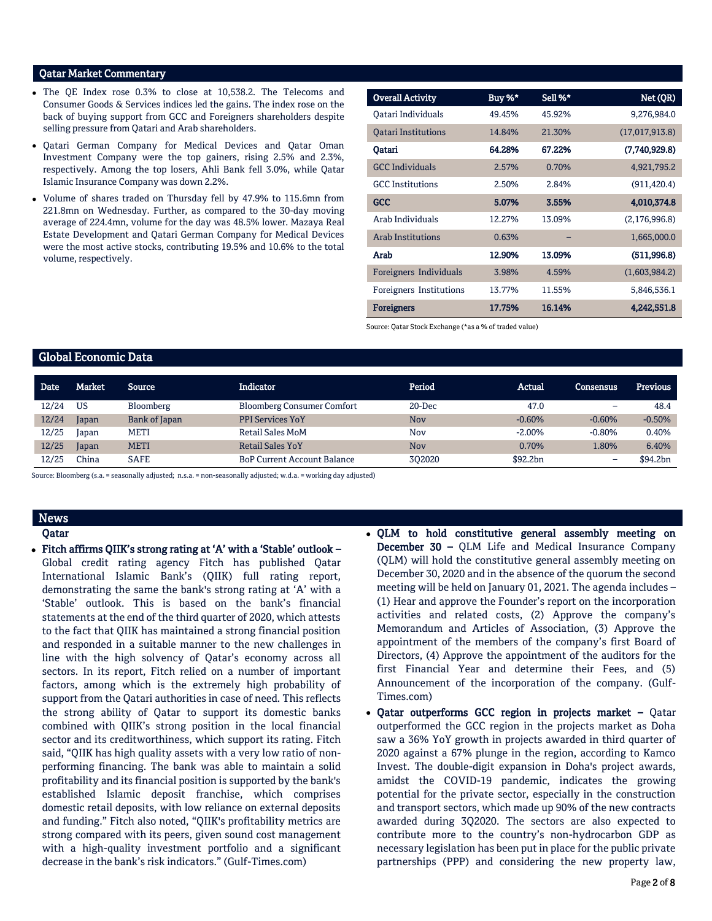## Qatar Market Commentary

- The QE Index rose 0.3% to close at 10,538.2. The Telecoms and Consumer Goods & Services indices led the gains. The index rose on the back of buying support from GCC and Foreigners shareholders despite selling pressure from Qatari and Arab shareholders.
- Qatari German Company for Medical Devices and Qatar Oman Investment Company were the top gainers, rising 2.5% and 2.3%, respectively. Among the top losers, Ahli Bank fell 3.0%, while Qatar Islamic Insurance Company was down 2.2%.
- Volume of shares traded on Thursday fell by 47.9% to 115.6mn from 221.8mn on Wednesday. Further, as compared to the 30-day moving average of 224.4mn, volume for the day was 48.5% lower. Mazaya Real Estate Development and Qatari German Company for Medical Devices were the most active stocks, contributing 19.5% and 10.6% to the total volume, respectively.

| Overall Activity | Buy %* | Sell %* | Net (QR) |
|---|---|---|---|
| Qatari Individuals | 49.45% | 45.92% | 9,276,984.0 |
| Qatari Institutions | 14.84% | 21.30% | (17,017,913.8) |
| **Qatari** | **64.28%** | **67.22%** | **(7,740,929.8)** |
| GCC Individuals | 2.57% | 0.70% | 4,921,795.2 |
| GCC Institutions | 2.50% | 2.84% | (911,420.4) |
| **GCC** | **5.07%** | **3.55%** | **4,010,374.8** |
| Arab Individuals | 12.27% | 13.09% | (2,176,996.8) |
| Arab Institutions | 0.63% | – | 1,665,000.0 |
| **Arab** | **12.90%** | **13.09%** | **(511,996.8)** |
| Foreigners Individuals | 3.98% | 4.59% | (1,603,984.2) |
| Foreigners Institutions | 13.77% | 11.55% | 5,846,536.1 |
| **Foreigners** | **17.75%** | **16.14%** | **4,242,551.8** |

Source: Qatar Stock Exchange (*as a % of traded value)

## Global Economic Data

| Date | Market | Source | Indicator | Period | Actual | Consensus | Previous |
|---|---|---|---|---|---|---|---|
| 12/24 | US | Bloomberg | Bloomberg Consumer Comfort | 20-Dec | 47.0 | – | 48.4 |
| 12/24 | Japan | Bank of Japan | PPI Services YoY | Nov | -0.60% | -0.60% | -0.50% |
| 12/25 | Japan | METI | Retail Sales MoM | Nov | -2.00% | -0.80% | 0.40% |
| 12/25 | Japan | METI | Retail Sales YoY | Nov | 0.70% | 1.80% | 6.40% |
| 12/25 | China | SAFE | BoP Current Account Balance | 3Q2020 | $92.2bn | – | $94.2bn |

Source: Bloomberg (s.a. = seasonally adjusted; n.s.a. = non-seasonally adjusted; w.d.a. = working day adjusted)

## News

### Qatar

- **Fitch affirms QIIK's strong rating at 'A' with a 'Stable' outlook –** Global credit rating agency Fitch has published Qatar International Islamic Bank's (QIIK) full rating report, demonstrating the same the bank's strong rating at 'A' with a 'Stable' outlook. This is based on the bank's financial statements at the end of the third quarter of 2020, which attests to the fact that QIIK has maintained a strong financial position and responded in a suitable manner to the new challenges in line with the high solvency of Qatar's economy across all sectors. In its report, Fitch relied on a number of important factors, among which is the extremely high probability of support from the Qatari authorities in case of need. This reflects the strong ability of Qatar to support its domestic banks combined with QIIK's strong position in the local financial sector and its creditworthiness, which support its rating. Fitch said, "QIIK has high quality assets with a very low ratio of non-performing financing. The bank was able to maintain a solid profitability and its financial position is supported by the bank's established Islamic deposit franchise, which comprises domestic retail deposits, with low reliance on external deposits and funding." Fitch also noted, "QIIK's profitability metrics are strong compared with its peers, given sound cost management with a high-quality investment portfolio and a significant decrease in the bank's risk indicators." (Gulf-Times.com)
- **QLM to hold constitutive general assembly meeting on December 30 –** QLM Life and Medical Insurance Company (QLM) will hold the constitutive general assembly meeting on December 30, 2020 and in the absence of the quorum the second meeting will be held on January 01, 2021. The agenda includes – (1) Hear and approve the Founder's report on the incorporation activities and related costs, (2) Approve the company's Memorandum and Articles of Association, (3) Approve the appointment of the members of the company's first Board of Directors, (4) Approve the appointment of the auditors for the first Financial Year and determine their Fees, and (5) Announcement of the incorporation of the company. (Gulf-Times.com)
- **Qatar outperforms GCC region in projects market –** Qatar outperformed the GCC region in the projects market as Doha saw a 36% YoY growth in projects awarded in third quarter of 2020 against a 67% plunge in the region, according to Kamco Invest. The double-digit expansion in Doha's project awards, amidst the COVID-19 pandemic, indicates the growing potential for the private sector, especially in the construction and transport sectors, which made up 90% of the new contracts awarded during 3Q2020. The sectors are also expected to contribute more to the country's non-hydrocarbon GDP as necessary legislation has been put in place for the public private partnerships (PPP) and considering the new property law,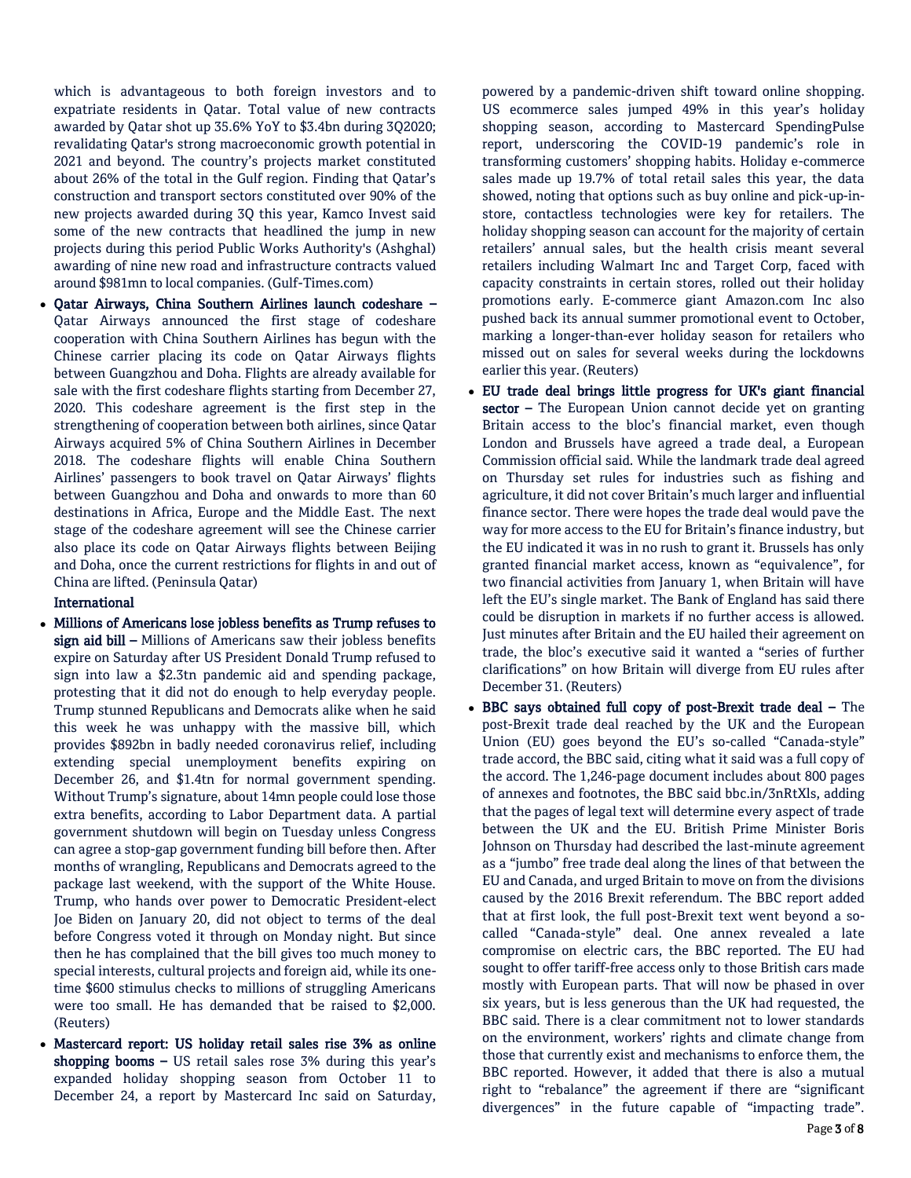which is advantageous to both foreign investors and to expatriate residents in Qatar. Total value of new contracts awarded by Qatar shot up 35.6% YoY to $3.4bn during 3Q2020; revalidating Qatar's strong macroeconomic growth potential in 2021 and beyond. The country's projects market constituted about 26% of the total in the Gulf region. Finding that Qatar's construction and transport sectors constituted over 90% of the new projects awarded during 3Q this year, Kamco Invest said some of the new contracts that headlined the jump in new projects during this period Public Works Authority's (Ashghal) awarding of nine new road and infrastructure contracts valued around $981mn to local companies. (Gulf-Times.com)

- **Qatar Airways, China Southern Airlines launch codeshare –** Qatar Airways announced the first stage of codeshare cooperation with China Southern Airlines has begun with the Chinese carrier placing its code on Qatar Airways flights between Guangzhou and Doha. Flights are already available for sale with the first codeshare flights starting from December 27, 2020. This codeshare agreement is the first step in the strengthening of cooperation between both airlines, since Qatar Airways acquired 5% of China Southern Airlines in December 2018. The codeshare flights will enable China Southern Airlines' passengers to book travel on Qatar Airways' flights between Guangzhou and Doha and onwards to more than 60 destinations in Africa, Europe and the Middle East. The next stage of the codeshare agreement will see the Chinese carrier also place its code on Qatar Airways flights between Beijing and Doha, once the current restrictions for flights in and out of China are lifted. (Peninsula Qatar)

**International**

- **Millions of Americans lose jobless benefits as Trump refuses to sign aid bill –** Millions of Americans saw their jobless benefits expire on Saturday after US President Donald Trump refused to sign into law a $2.3tn pandemic aid and spending package, protesting that it did not do enough to help everyday people. Trump stunned Republicans and Democrats alike when he said this week he was unhappy with the massive bill, which provides $892bn in badly needed coronavirus relief, including extending special unemployment benefits expiring on December 26, and $1.4tn for normal government spending. Without Trump's signature, about 14mn people could lose those extra benefits, according to Labor Department data. A partial government shutdown will begin on Tuesday unless Congress can agree a stop-gap government funding bill before then. After months of wrangling, Republicans and Democrats agreed to the package last weekend, with the support of the White House. Trump, who hands over power to Democratic President-elect Joe Biden on January 20, did not object to terms of the deal before Congress voted it through on Monday night. But since then he has complained that the bill gives too much money to special interests, cultural projects and foreign aid, while its one-time $600 stimulus checks to millions of struggling Americans were too small. He has demanded that be raised to $2,000. (Reuters)
- **Mastercard report: US holiday retail sales rise 3% as online shopping booms –** US retail sales rose 3% during this year's expanded holiday shopping season from October 11 to December 24, a report by Mastercard Inc said on Saturday, powered by a pandemic-driven shift toward online shopping. US ecommerce sales jumped 49% in this year's holiday shopping season, according to Mastercard SpendingPulse report, underscoring the COVID-19 pandemic's role in transforming customers' shopping habits. Holiday e-commerce sales made up 19.7% of total retail sales this year, the data showed, noting that options such as buy online and pick-up-in-store, contactless technologies were key for retailers. The holiday shopping season can account for the majority of certain retailers' annual sales, but the health crisis meant several retailers including Walmart Inc and Target Corp, faced with capacity constraints in certain stores, rolled out their holiday promotions early. E-commerce giant Amazon.com Inc also pushed back its annual summer promotional event to October, marking a longer-than-ever holiday season for retailers who missed out on sales for several weeks during the lockdowns earlier this year. (Reuters)
- **EU trade deal brings little progress for UK's giant financial sector –** The European Union cannot decide yet on granting Britain access to the bloc's financial market, even though London and Brussels have agreed a trade deal, a European Commission official said. While the landmark trade deal agreed on Thursday set rules for industries such as fishing and agriculture, it did not cover Britain's much larger and influential finance sector. There were hopes the trade deal would pave the way for more access to the EU for Britain's finance industry, but the EU indicated it was in no rush to grant it. Brussels has only granted financial market access, known as "equivalence", for two financial activities from January 1, when Britain will have left the EU's single market. The Bank of England has said there could be disruption in markets if no further access is allowed. Just minutes after Britain and the EU hailed their agreement on trade, the bloc's executive said it wanted a "series of further clarifications" on how Britain will diverge from EU rules after December 31. (Reuters)
- **BBC says obtained full copy of post-Brexit trade deal –** The post-Brexit trade deal reached by the UK and the European Union (EU) goes beyond the EU's so-called "Canada-style" trade accord, the BBC said, citing what it said was a full copy of the accord. The 1,246-page document includes about 800 pages of annexes and footnotes, the BBC said bbc.in/3nRtXls, adding that the pages of legal text will determine every aspect of trade between the UK and the EU. British Prime Minister Boris Johnson on Thursday had described the last-minute agreement as a "jumbo" free trade deal along the lines of that between the EU and Canada, and urged Britain to move on from the divisions caused by the 2016 Brexit referendum. The BBC report added that at first look, the full post-Brexit text went beyond a so-called "Canada-style" deal. One annex revealed a late compromise on electric cars, the BBC reported. The EU had sought to offer tariff-free access only to those British cars made mostly with European parts. That will now be phased in over six years, but is less generous than the UK had requested, the BBC said. There is a clear commitment not to lower standards on the environment, workers' rights and climate change from those that currently exist and mechanisms to enforce them, the BBC reported. However, it added that there is also a mutual right to "rebalance" the agreement if there are "significant divergences" in the future capable of "impacting trade".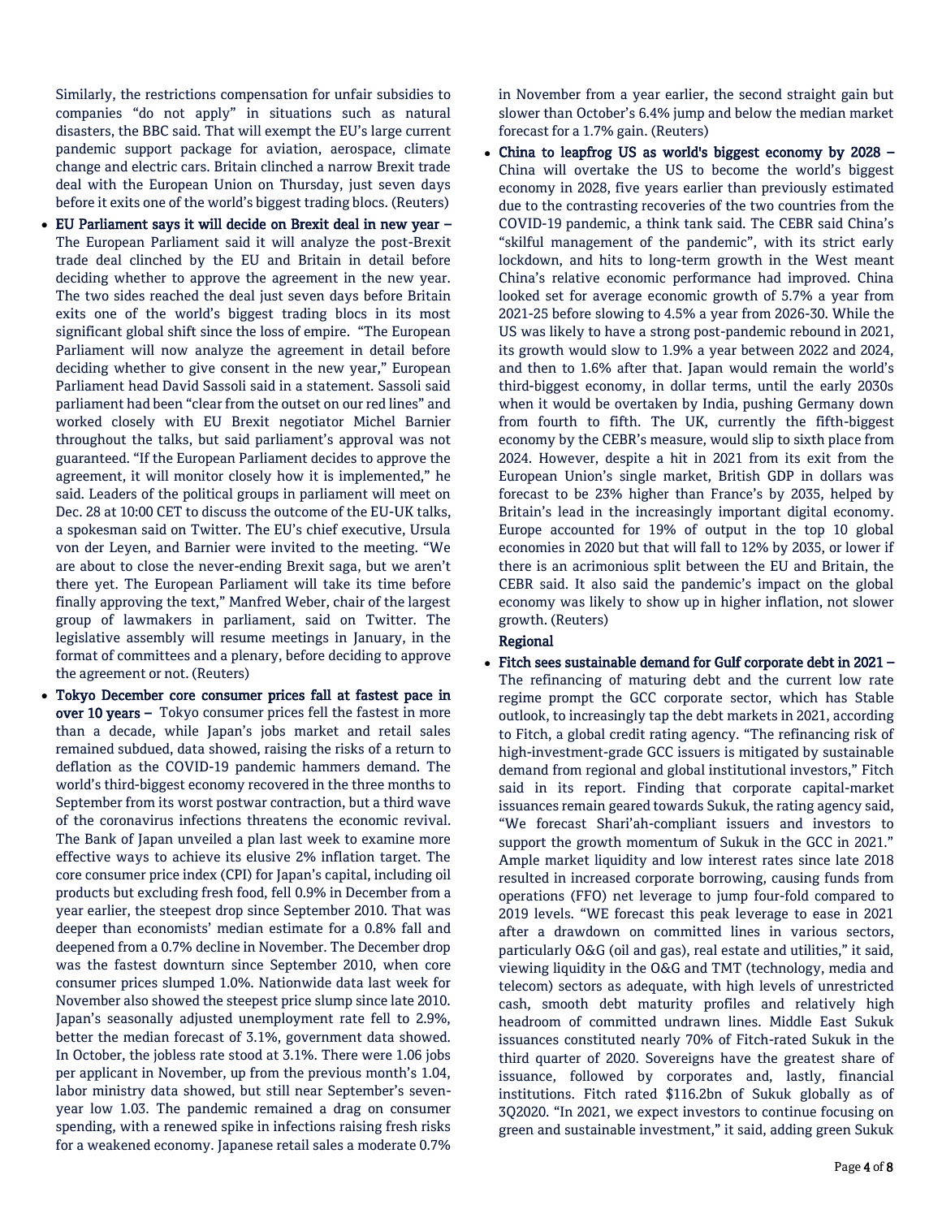Similarly, the restrictions compensation for unfair subsidies to companies "do not apply" in situations such as natural disasters, the BBC said. That will exempt the EU's large current pandemic support package for aviation, aerospace, climate change and electric cars. Britain clinched a narrow Brexit trade deal with the European Union on Thursday, just seven days before it exits one of the world's biggest trading blocs. (Reuters)

- **EU Parliament says it will decide on Brexit deal in new year –** The European Parliament said it will analyze the post-Brexit trade deal clinched by the EU and Britain in detail before deciding whether to approve the agreement in the new year. The two sides reached the deal just seven days before Britain exits one of the world's biggest trading blocs in its most significant global shift since the loss of empire. "The European Parliament will now analyze the agreement in detail before deciding whether to give consent in the new year," European Parliament head David Sassoli said in a statement. Sassoli said parliament had been "clear from the outset on our red lines" and worked closely with EU Brexit negotiator Michel Barnier throughout the talks, but said parliament's approval was not guaranteed. "If the European Parliament decides to approve the agreement, it will monitor closely how it is implemented," he said. Leaders of the political groups in parliament will meet on Dec. 28 at 10:00 CET to discuss the outcome of the EU-UK talks, a spokesman said on Twitter. The EU's chief executive, Ursula von der Leyen, and Barnier were invited to the meeting. "We are about to close the never-ending Brexit saga, but we aren't there yet. The European Parliament will take its time before finally approving the text," Manfred Weber, chair of the largest group of lawmakers in parliament, said on Twitter. The legislative assembly will resume meetings in January, in the format of committees and a plenary, before deciding to approve the agreement or not. (Reuters)
- **Tokyo December core consumer prices fall at fastest pace in over 10 years –** Tokyo consumer prices fell the fastest in more than a decade, while Japan's jobs market and retail sales remained subdued, data showed, raising the risks of a return to deflation as the COVID-19 pandemic hammers demand. The world's third-biggest economy recovered in the three months to September from its worst postwar contraction, but a third wave of the coronavirus infections threatens the economic revival. The Bank of Japan unveiled a plan last week to examine more effective ways to achieve its elusive 2% inflation target. The core consumer price index (CPI) for Japan's capital, including oil products but excluding fresh food, fell 0.9% in December from a year earlier, the steepest drop since September 2010. That was deeper than economists' median estimate for a 0.8% fall and deepened from a 0.7% decline in November. The December drop was the fastest downturn since September 2010, when core consumer prices slumped 1.0%. Nationwide data last week for November also showed the steepest price slump since late 2010. Japan's seasonally adjusted unemployment rate fell to 2.9%, better the median forecast of 3.1%, government data showed. In October, the jobless rate stood at 3.1%. There were 1.06 jobs per applicant in November, up from the previous month's 1.04, labor ministry data showed, but still near September's seven-year low 1.03. The pandemic remained a drag on consumer spending, with a renewed spike in infections raising fresh risks for a weakened economy. Japanese retail sales a moderate 0.7% in November from a year earlier, the second straight gain but slower than October's 6.4% jump and below the median market forecast for a 1.7% gain. (Reuters)
- **China to leapfrog US as world's biggest economy by 2028 –** China will overtake the US to become the world's biggest economy in 2028, five years earlier than previously estimated due to the contrasting recoveries of the two countries from the COVID-19 pandemic, a think tank said. The CEBR said China's "skilful management of the pandemic", with its strict early lockdown, and hits to long-term growth in the West meant China's relative economic performance had improved. China looked set for average economic growth of 5.7% a year from 2021-25 before slowing to 4.5% a year from 2026-30. While the US was likely to have a strong post-pandemic rebound in 2021, its growth would slow to 1.9% a year between 2022 and 2024, and then to 1.6% after that. Japan would remain the world's third-biggest economy, in dollar terms, until the early 2030s when it would be overtaken by India, pushing Germany down from fourth to fifth. The UK, currently the fifth-biggest economy by the CEBR's measure, would slip to sixth place from 2024. However, despite a hit in 2021 from its exit from the European Union's single market, British GDP in dollars was forecast to be 23% higher than France's by 2035, helped by Britain's lead in the increasingly important digital economy. Europe accounted for 19% of output in the top 10 global economies in 2020 but that will fall to 12% by 2035, or lower if there is an acrimonious split between the EU and Britain, the CEBR said. It also said the pandemic's impact on the global economy was likely to show up in higher inflation, not slower growth. (Reuters)

**Regional**

- **Fitch sees sustainable demand for Gulf corporate debt in 2021 –** The refinancing of maturing debt and the current low rate regime prompt the GCC corporate sector, which has Stable outlook, to increasingly tap the debt markets in 2021, according to Fitch, a global credit rating agency. "The refinancing risk of high-investment-grade GCC issuers is mitigated by sustainable demand from regional and global institutional investors," Fitch said in its report. Finding that corporate capital-market issuances remain geared towards Sukuk, the rating agency said, "We forecast Shari'ah-compliant issuers and investors to support the growth momentum of Sukuk in the GCC in 2021." Ample market liquidity and low interest rates since late 2018 resulted in increased corporate borrowing, causing funds from operations (FFO) net leverage to jump four-fold compared to 2019 levels. "WE forecast this peak leverage to ease in 2021 after a drawdown on committed lines in various sectors, particularly O&G (oil and gas), real estate and utilities," it said, viewing liquidity in the O&G and TMT (technology, media and telecom) sectors as adequate, with high levels of unrestricted cash, smooth debt maturity profiles and relatively high headroom of committed undrawn lines. Middle East Sukuk issuances constituted nearly 70% of Fitch-rated Sukuk in the third quarter of 2020. Sovereigns have the greatest share of issuance, followed by corporates and, lastly, financial institutions. Fitch rated $116.2bn of Sukuk globally as of 3Q2020. "In 2021, we expect investors to continue focusing on green and sustainable investment," it said, adding green Sukuk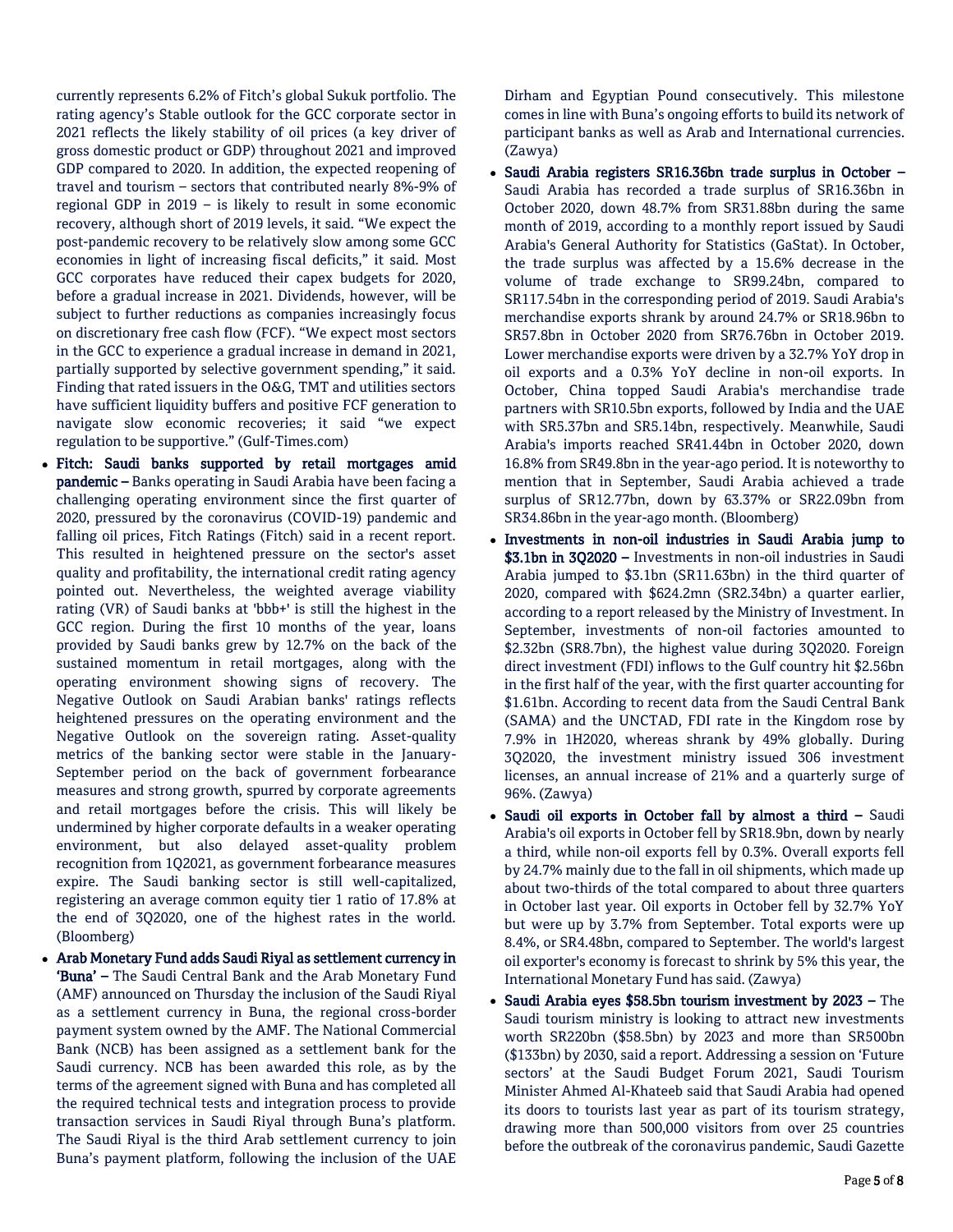currently represents 6.2% of Fitch's global Sukuk portfolio. The rating agency's Stable outlook for the GCC corporate sector in 2021 reflects the likely stability of oil prices (a key driver of gross domestic product or GDP) throughout 2021 and improved GDP compared to 2020. In addition, the expected reopening of travel and tourism – sectors that contributed nearly 8%-9% of regional GDP in 2019 – is likely to result in some economic recovery, although short of 2019 levels, it said. "We expect the post-pandemic recovery to be relatively slow among some GCC economies in light of increasing fiscal deficits," it said. Most GCC corporates have reduced their capex budgets for 2020, before a gradual increase in 2021. Dividends, however, will be subject to further reductions as companies increasingly focus on discretionary free cash flow (FCF). "We expect most sectors in the GCC to experience a gradual increase in demand in 2021, partially supported by selective government spending," it said. Finding that rated issuers in the O&G, TMT and utilities sectors have sufficient liquidity buffers and positive FCF generation to navigate slow economic recoveries; it said "we expect regulation to be supportive." (Gulf-Times.com)

- **Fitch: Saudi banks supported by retail mortgages amid pandemic –** Banks operating in Saudi Arabia have been facing a challenging operating environment since the first quarter of 2020, pressured by the coronavirus (COVID-19) pandemic and falling oil prices, Fitch Ratings (Fitch) said in a recent report. This resulted in heightened pressure on the sector's asset quality and profitability, the international credit rating agency pointed out. Nevertheless, the weighted average viability rating (VR) of Saudi banks at 'bbb+' is still the highest in the GCC region. During the first 10 months of the year, loans provided by Saudi banks grew by 12.7% on the back of the sustained momentum in retail mortgages, along with the operating environment showing signs of recovery. The Negative Outlook on Saudi Arabian banks' ratings reflects heightened pressures on the operating environment and the Negative Outlook on the sovereign rating. Asset-quality metrics of the banking sector were stable in the January-September period on the back of government forbearance measures and strong growth, spurred by corporate agreements and retail mortgages before the crisis. This will likely be undermined by higher corporate defaults in a weaker operating environment, but also delayed asset-quality problem recognition from 1Q2021, as government forbearance measures expire. The Saudi banking sector is still well-capitalized, registering an average common equity tier 1 ratio of 17.8% at the end of 3Q2020, one of the highest rates in the world. (Bloomberg)
- **Arab Monetary Fund adds Saudi Riyal as settlement currency in 'Buna' –** The Saudi Central Bank and the Arab Monetary Fund (AMF) announced on Thursday the inclusion of the Saudi Riyal as a settlement currency in Buna, the regional cross-border payment system owned by the AMF. The National Commercial Bank (NCB) has been assigned as a settlement bank for the Saudi currency. NCB has been awarded this role, as by the terms of the agreement signed with Buna and has completed all the required technical tests and integration process to provide transaction services in Saudi Riyal through Buna's platform. The Saudi Riyal is the third Arab settlement currency to join Buna's payment platform, following the inclusion of the UAE Dirham and Egyptian Pound consecutively. This milestone comes in line with Buna's ongoing efforts to build its network of participant banks as well as Arab and International currencies. (Zawya)
- **Saudi Arabia registers SR16.36bn trade surplus in October –** Saudi Arabia has recorded a trade surplus of SR16.36bn in October 2020, down 48.7% from SR31.88bn during the same month of 2019, according to a monthly report issued by Saudi Arabia's General Authority for Statistics (GaStat). In October, the trade surplus was affected by a 15.6% decrease in the volume of trade exchange to SR99.24bn, compared to SR117.54bn in the corresponding period of 2019. Saudi Arabia's merchandise exports shrank by around 24.7% or SR18.96bn to SR57.8bn in October 2020 from SR76.76bn in October 2019. Lower merchandise exports were driven by a 32.7% YoY drop in oil exports and a 0.3% YoY decline in non-oil exports. In October, China topped Saudi Arabia's merchandise trade partners with SR10.5bn exports, followed by India and the UAE with SR5.37bn and SR5.14bn, respectively. Meanwhile, Saudi Arabia's imports reached SR41.44bn in October 2020, down 16.8% from SR49.8bn in the year-ago period. It is noteworthy to mention that in September, Saudi Arabia achieved a trade surplus of SR12.77bn, down by 63.37% or SR22.09bn from SR34.86bn in the year-ago month. (Bloomberg)
- **Investments in non-oil industries in Saudi Arabia jump to \$3.1bn in 3Q2020 –** Investments in non-oil industries in Saudi Arabia jumped to \$3.1bn (SR11.63bn) in the third quarter of 2020, compared with \$624.2mn (SR2.34bn) a quarter earlier, according to a report released by the Ministry of Investment. In September, investments of non-oil factories amounted to \$2.32bn (SR8.7bn), the highest value during 3Q2020. Foreign direct investment (FDI) inflows to the Gulf country hit \$2.56bn in the first half of the year, with the first quarter accounting for \$1.61bn. According to recent data from the Saudi Central Bank (SAMA) and the UNCTAD, FDI rate in the Kingdom rose by 7.9% in 1H2020, whereas shrank by 49% globally. During 3Q2020, the investment ministry issued 306 investment licenses, an annual increase of 21% and a quarterly surge of 96%. (Zawya)
- **Saudi oil exports in October fall by almost a third –** Saudi Arabia's oil exports in October fell by SR18.9bn, down by nearly a third, while non-oil exports fell by 0.3%. Overall exports fell by 24.7% mainly due to the fall in oil shipments, which made up about two-thirds of the total compared to about three quarters in October last year. Oil exports in October fell by 32.7% YoY but were up by 3.7% from September. Total exports were up 8.4%, or SR4.48bn, compared to September. The world's largest oil exporter's economy is forecast to shrink by 5% this year, the International Monetary Fund has said. (Zawya)
- **Saudi Arabia eyes \$58.5bn tourism investment by 2023 –** The Saudi tourism ministry is looking to attract new investments worth SR220bn (\$58.5bn) by 2023 and more than SR500bn (\$133bn) by 2030, said a report. Addressing a session on 'Future sectors' at the Saudi Budget Forum 2021, Saudi Tourism Minister Ahmed Al-Khateeb said that Saudi Arabia had opened its doors to tourists last year as part of its tourism strategy, drawing more than 500,000 visitors from over 25 countries before the outbreak of the coronavirus pandemic, Saudi Gazette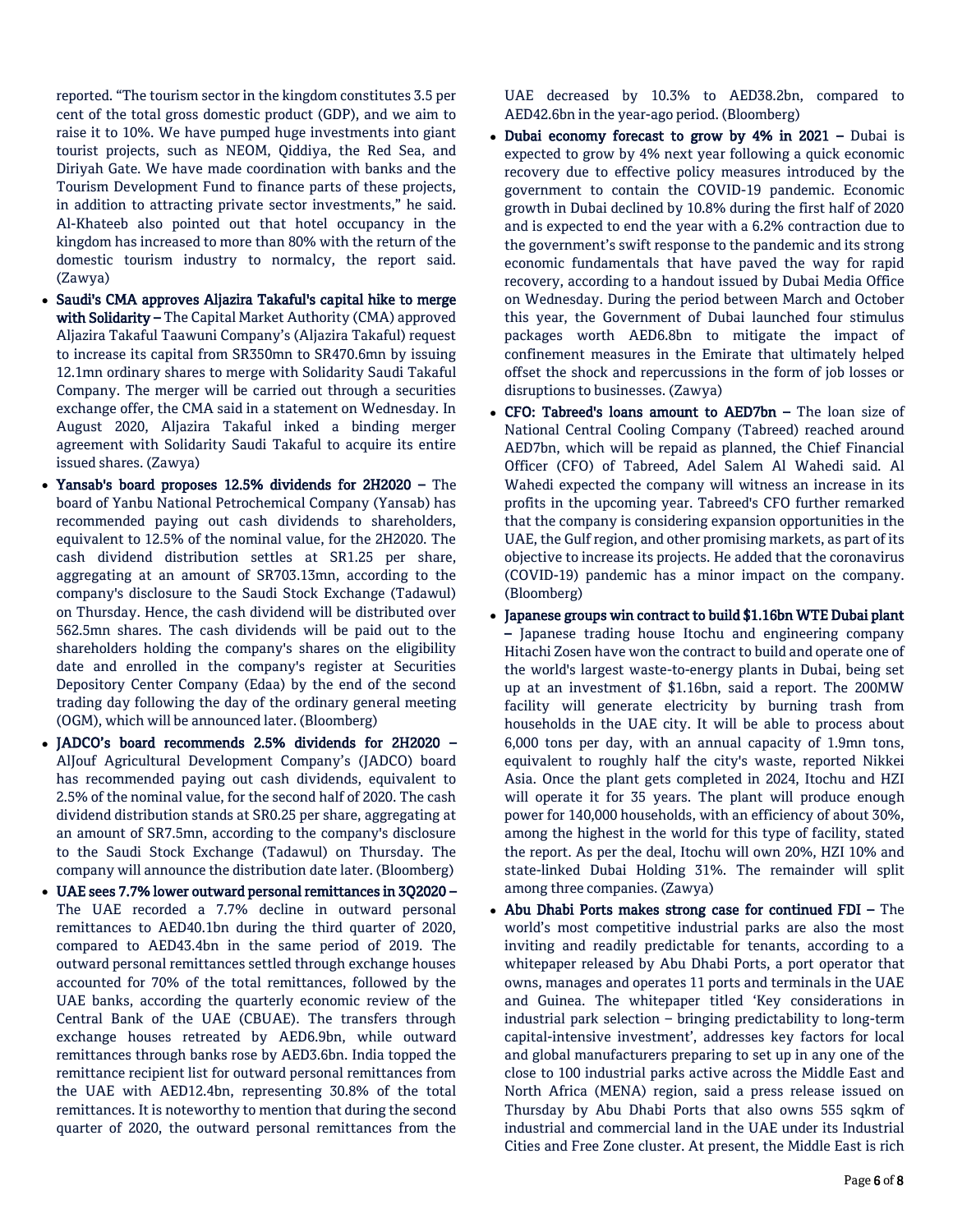reported. "The tourism sector in the kingdom constitutes 3.5 per cent of the total gross domestic product (GDP), and we aim to raise it to 10%. We have pumped huge investments into giant tourist projects, such as NEOM, Qiddiya, the Red Sea, and Diriyah Gate. We have made coordination with banks and the Tourism Development Fund to finance parts of these projects, in addition to attracting private sector investments," he said. Al-Khateeb also pointed out that hotel occupancy in the kingdom has increased to more than 80% with the return of the domestic tourism industry to normalcy, the report said. (Zawya)

- **Saudi's CMA approves Aljazira Takaful's capital hike to merge with Solidarity –** The Capital Market Authority (CMA) approved Aljazira Takaful Taawuni Company's (Aljazira Takaful) request to increase its capital from SR350mn to SR470.6mn by issuing 12.1mn ordinary shares to merge with Solidarity Saudi Takaful Company. The merger will be carried out through a securities exchange offer, the CMA said in a statement on Wednesday. In August 2020, Aljazira Takaful inked a binding merger agreement with Solidarity Saudi Takaful to acquire its entire issued shares. (Zawya)
- **Yansab's board proposes 12.5% dividends for 2H2020 –** The board of Yanbu National Petrochemical Company (Yansab) has recommended paying out cash dividends to shareholders, equivalent to 12.5% of the nominal value, for the 2H2020. The cash dividend distribution settles at SR1.25 per share, aggregating at an amount of SR703.13mn, according to the company's disclosure to the Saudi Stock Exchange (Tadawul) on Thursday. Hence, the cash dividend will be distributed over 562.5mn shares. The cash dividends will be paid out to the shareholders holding the company's shares on the eligibility date and enrolled in the company's register at Securities Depository Center Company (Edaa) by the end of the second trading day following the day of the ordinary general meeting (OGM), which will be announced later. (Bloomberg)
- **JADCO's board recommends 2.5% dividends for 2H2020 –** AlJouf Agricultural Development Company's (JADCO) board has recommended paying out cash dividends, equivalent to 2.5% of the nominal value, for the second half of 2020. The cash dividend distribution stands at SR0.25 per share, aggregating at an amount of SR7.5mn, according to the company's disclosure to the Saudi Stock Exchange (Tadawul) on Thursday. The company will announce the distribution date later. (Bloomberg)
- **UAE sees 7.7% lower outward personal remittances in 3Q2020 –** The UAE recorded a 7.7% decline in outward personal remittances to AED40.1bn during the third quarter of 2020, compared to AED43.4bn in the same period of 2019. The outward personal remittances settled through exchange houses accounted for 70% of the total remittances, followed by the UAE banks, according the quarterly economic review of the Central Bank of the UAE (CBUAE). The transfers through exchange houses retreated by AED6.9bn, while outward remittances through banks rose by AED3.6bn. India topped the remittance recipient list for outward personal remittances from the UAE with AED12.4bn, representing 30.8% of the total remittances. It is noteworthy to mention that during the second quarter of 2020, the outward personal remittances from the UAE decreased by 10.3% to AED38.2bn, compared to AED42.6bn in the year-ago period. (Bloomberg)
- **Dubai economy forecast to grow by 4% in 2021 –** Dubai is expected to grow by 4% next year following a quick economic recovery due to effective policy measures introduced by the government to contain the COVID-19 pandemic. Economic growth in Dubai declined by 10.8% during the first half of 2020 and is expected to end the year with a 6.2% contraction due to the government's swift response to the pandemic and its strong economic fundamentals that have paved the way for rapid recovery, according to a handout issued by Dubai Media Office on Wednesday. During the period between March and October this year, the Government of Dubai launched four stimulus packages worth AED6.8bn to mitigate the impact of confinement measures in the Emirate that ultimately helped offset the shock and repercussions in the form of job losses or disruptions to businesses. (Zawya)
- **CFO: Tabreed's loans amount to AED7bn –** The loan size of National Central Cooling Company (Tabreed) reached around AED7bn, which will be repaid as planned, the Chief Financial Officer (CFO) of Tabreed, Adel Salem Al Wahedi said. Al Wahedi expected the company will witness an increase in its profits in the upcoming year. Tabreed's CFO further remarked that the company is considering expansion opportunities in the UAE, the Gulf region, and other promising markets, as part of its objective to increase its projects. He added that the coronavirus (COVID-19) pandemic has a minor impact on the company. (Bloomberg)
- **Japanese groups win contract to build $1.16bn WTE Dubai plant –** Japanese trading house Itochu and engineering company Hitachi Zosen have won the contract to build and operate one of the world's largest waste-to-energy plants in Dubai, being set up at an investment of $1.16bn, said a report. The 200MW facility will generate electricity by burning trash from households in the UAE city. It will be able to process about 6,000 tons per day, with an annual capacity of 1.9mn tons, equivalent to roughly half the city's waste, reported Nikkei Asia. Once the plant gets completed in 2024, Itochu and HZI will operate it for 35 years. The plant will produce enough power for 140,000 households, with an efficiency of about 30%, among the highest in the world for this type of facility, stated the report. As per the deal, Itochu will own 20%, HZI 10% and state-linked Dubai Holding 31%. The remainder will split among three companies. (Zawya)
- **Abu Dhabi Ports makes strong case for continued FDI –** The world's most competitive industrial parks are also the most inviting and readily predictable for tenants, according to a whitepaper released by Abu Dhabi Ports, a port operator that owns, manages and operates 11 ports and terminals in the UAE and Guinea. The whitepaper titled 'Key considerations in industrial park selection – bringing predictability to long-term capital-intensive investment', addresses key factors for local and global manufacturers preparing to set up in any one of the close to 100 industrial parks active across the Middle East and North Africa (MENA) region, said a press release issued on Thursday by Abu Dhabi Ports that also owns 555 sqkm of industrial and commercial land in the UAE under its Industrial Cities and Free Zone cluster. At present, the Middle East is rich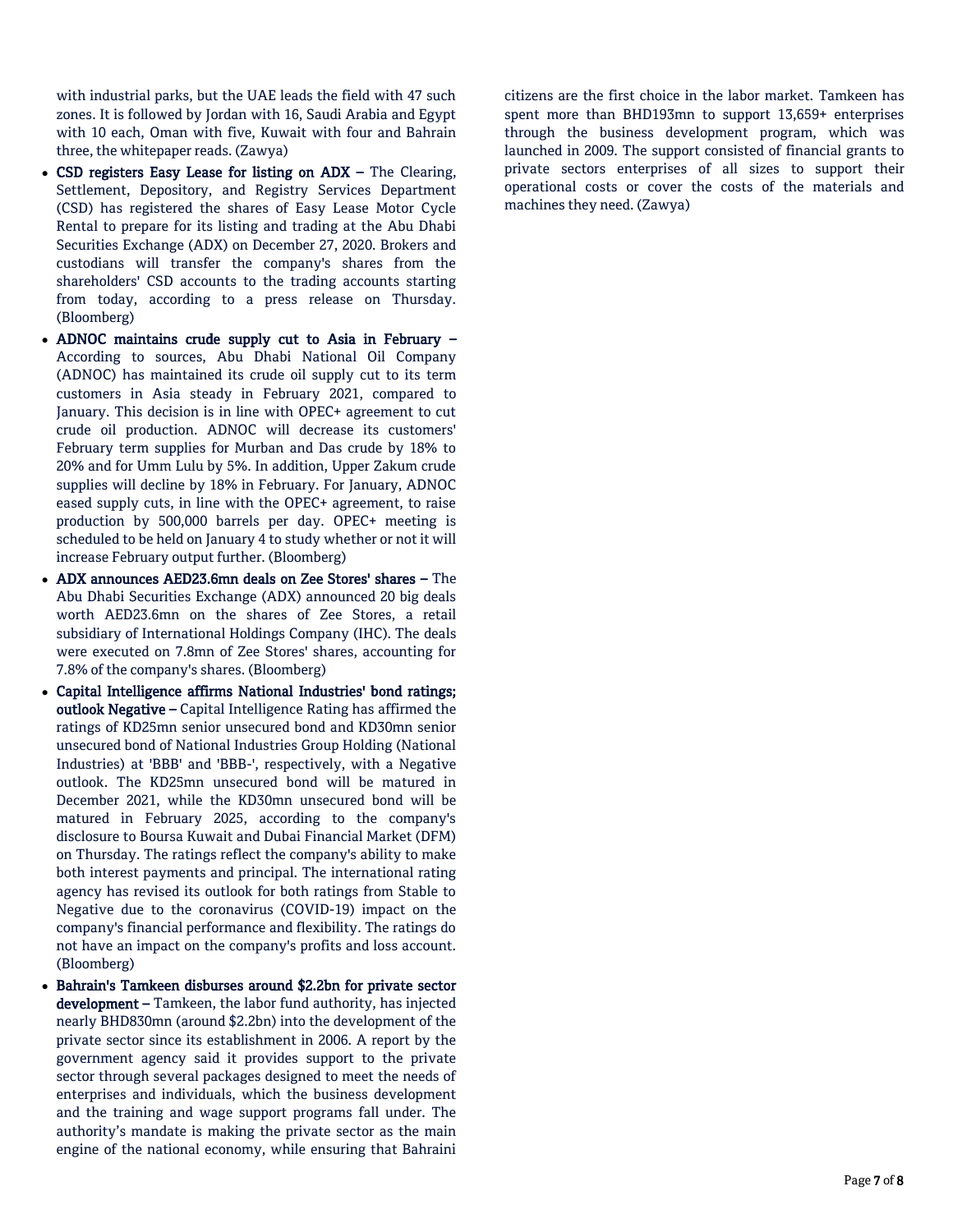with industrial parks, but the UAE leads the field with 47 such zones. It is followed by Jordan with 16, Saudi Arabia and Egypt with 10 each, Oman with five, Kuwait with four and Bahrain three, the whitepaper reads. (Zawya)

- **CSD registers Easy Lease for listing on ADX –** The Clearing, Settlement, Depository, and Registry Services Department (CSD) has registered the shares of Easy Lease Motor Cycle Rental to prepare for its listing and trading at the Abu Dhabi Securities Exchange (ADX) on December 27, 2020. Brokers and custodians will transfer the company's shares from the shareholders' CSD accounts to the trading accounts starting from today, according to a press release on Thursday. (Bloomberg)
- **ADNOC maintains crude supply cut to Asia in February –** According to sources, Abu Dhabi National Oil Company (ADNOC) has maintained its crude oil supply cut to its term customers in Asia steady in February 2021, compared to January. This decision is in line with OPEC+ agreement to cut crude oil production. ADNOC will decrease its customers' February term supplies for Murban and Das crude by 18% to 20% and for Umm Lulu by 5%. In addition, Upper Zakum crude supplies will decline by 18% in February. For January, ADNOC eased supply cuts, in line with the OPEC+ agreement, to raise production by 500,000 barrels per day. OPEC+ meeting is scheduled to be held on January 4 to study whether or not it will increase February output further. (Bloomberg)
- **ADX announces AED23.6mn deals on Zee Stores' shares –** The Abu Dhabi Securities Exchange (ADX) announced 20 big deals worth AED23.6mn on the shares of Zee Stores, a retail subsidiary of International Holdings Company (IHC). The deals were executed on 7.8mn of Zee Stores' shares, accounting for 7.8% of the company's shares. (Bloomberg)
- **Capital Intelligence affirms National Industries' bond ratings; outlook Negative –** Capital Intelligence Rating has affirmed the ratings of KD25mn senior unsecured bond and KD30mn senior unsecured bond of National Industries Group Holding (National Industries) at 'BBB' and 'BBB-', respectively, with a Negative outlook. The KD25mn unsecured bond will be matured in December 2021, while the KD30mn unsecured bond will be matured in February 2025, according to the company's disclosure to Boursa Kuwait and Dubai Financial Market (DFM) on Thursday. The ratings reflect the company's ability to make both interest payments and principal. The international rating agency has revised its outlook for both ratings from Stable to Negative due to the coronavirus (COVID-19) impact on the company's financial performance and flexibility. The ratings do not have an impact on the company's profits and loss account. (Bloomberg)
- **Bahrain's Tamkeen disburses around $2.2bn for private sector development –** Tamkeen, the labor fund authority, has injected nearly BHD830mn (around $2.2bn) into the development of the private sector since its establishment in 2006. A report by the government agency said it provides support to the private sector through several packages designed to meet the needs of enterprises and individuals, which the business development and the training and wage support programs fall under. The authority's mandate is making the private sector as the main engine of the national economy, while ensuring that Bahraini citizens are the first choice in the labor market. Tamkeen has spent more than BHD193mn to support 13,659+ enterprises through the business development program, which was launched in 2009. The support consisted of financial grants to private sectors enterprises of all sizes to support their operational costs or cover the costs of the materials and machines they need. (Zawya)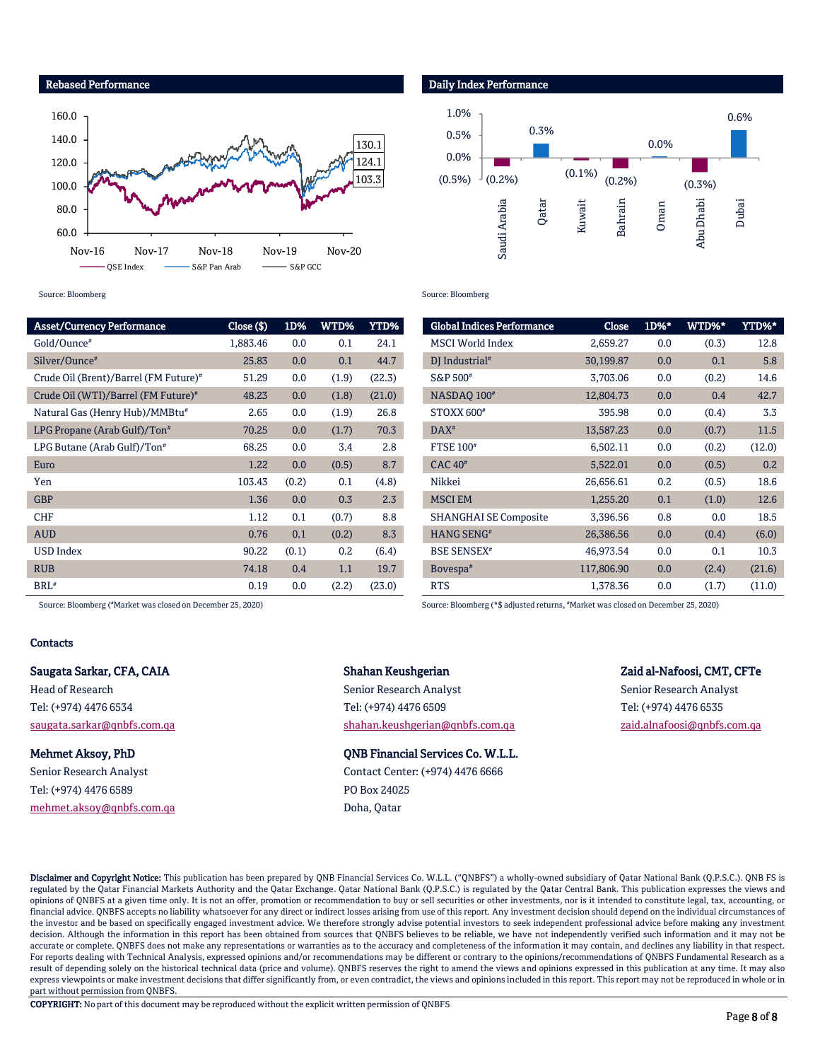## Rebased Performance

160.0
140.0
120.0
100.0
80.0
60.0

Nov-16 Nov-17 Nov-18 Nov-19 Nov-20

130.1
124.1
103.3

QSE Index S&P Pan Arab S&P GCC

Source: Bloomberg

## Daily Index Performance

1.0%
0.5%
0.0%
(0.5%)

(0.2%) 0.3% (0.1%) (0.2%) 0.0% (0.3%) 0.6%

Saudi Arabia Qatar Kuwait Bahrain Oman Abu Dhabi Dubai

Source: Bloomberg

| Asset/Currency Performance | Close ($) | 1D% | WTD% | YTD% |
|---|---|---|---|---|
| Gold/Ounce# | 1,883.46 | 0.0 | 0.1 | 24.1 |
| Silver/Ounce# | 25.83 | 0.0 | 0.1 | 44.7 |
| Crude Oil (Brent)/Barrel (FM Future)# | 51.29 | 0.0 | (1.9) | (22.3) |
| Crude Oil (WTI)/Barrel (FM Future)# | 48.23 | 0.0 | (1.8) | (21.0) |
| Natural Gas (Henry Hub)/MMBtu# | 2.65 | 0.0 | (1.9) | 26.8 |
| LPG Propane (Arab Gulf)/Ton# | 70.25 | 0.0 | (1.7) | 70.3 |
| LPG Butane (Arab Gulf)/Ton# | 68.25 | 0.0 | 3.4 | 2.8 |
| Euro | 1.22 | 0.0 | (0.5) | 8.7 |
| Yen | 103.43 | (0.2) | 0.1 | (4.8) |
| GBP | 1.36 | 0.0 | 0.3 | 2.3 |
| CHF | 1.12 | 0.1 | (0.7) | 8.8 |
| AUD | 0.76 | 0.1 | (0.2) | 8.3 |
| USD Index | 90.22 | (0.1) | 0.2 | (6.4) |
| RUB | 74.18 | 0.4 | 1.1 | 19.7 |
| BRL# | 0.19 | 0.0 | (2.2) | (23.0) |

Source: Bloomberg (#Market was closed on December 25, 2020)

| Global Indices Performance | Close | 1D%* | WTD%* | YTD%* |
|---|---|---|---|---|
| MSCI World Index | 2,659.27 | 0.0 | (0.3) | 12.8 |
| DJ Industrial# | 30,199.87 | 0.0 | 0.1 | 5.8 |
| S&P 500# | 3,703.06 | 0.0 | (0.2) | 14.6 |
| NASDAQ 100# | 12,804.73 | 0.0 | 0.4 | 42.7 |
| STOXX 600# | 395.98 | 0.0 | (0.4) | 3.3 |
| DAX# | 13,587.23 | 0.0 | (0.7) | 11.5 |
| FTSE 100# | 6,502.11 | 0.0 | (0.2) | (12.0) |
| CAC 40# | 5,522.01 | 0.0 | (0.5) | 0.2 |
| Nikkei | 26,656.61 | 0.2 | (0.5) | 18.6 |
| MSCI EM | 1,255.20 | 0.1 | (1.0) | 12.6 |
| SHANGHAI SE Composite | 3,396.56 | 0.8 | 0.0 | 18.5 |
| HANG SENG# | 26,386.56 | 0.0 | (0.4) | (6.0) |
| BSE SENSEX# | 46,973.54 | 0.0 | 0.1 | 10.3 |
| Bovespa# | 117,806.90 | 0.0 | (2.4) | (21.6) |
| RTS | 1,378.36 | 0.0 | (1.7) | (11.0) |

Source: Bloomberg (*$ adjusted returns, #Market was closed on December 25, 2020)

## Contacts

**Saugata Sarkar, CFA, CAIA**
Head of Research
Tel: (+974) 4476 6534
saugata.sarkar@qnbfs.com.qa

**Shahan Keushgerian**
Senior Research Analyst
Tel: (+974) 4476 6509
shahan.keushgerian@qnbfs.com.qa

**Zaid al-Nafoosi, CMT, CFTe**
Senior Research Analyst
Tel: (+974) 4476 6535
zaid.alnafoosi@qnbfs.com.qa

**Mehmet Aksoy, PhD**
Senior Research Analyst
Tel: (+974) 4476 6589
mehmet.aksoy@qnbfs.com.qa

**QNB Financial Services Co. W.L.L.**
Contact Center: (+974) 4476 6666
PO Box 24025
Doha, Qatar

**Disclaimer and Copyright Notice:** This publication has been prepared by QNB Financial Services Co. W.L.L. ("QNBFS") a wholly-owned subsidiary of Qatar National Bank (Q.P.S.C.). QNB FS is regulated by the Qatar Financial Markets Authority and the Qatar Exchange. Qatar National Bank (Q.P.S.C.) is regulated by the Qatar Central Bank. This publication expresses the views and opinions of QNBFS at a given time only. It is not an offer, promotion or recommendation to buy or sell securities or other investments, nor is it intended to constitute legal, tax, accounting, or financial advice. QNBFS accepts no liability whatsoever for any direct or indirect losses arising from use of this report. Any investment decision should depend on the individual circumstances of the investor and be based on specifically engaged investment advice. We therefore strongly advise potential investors to seek independent professional advice before making any investment decision. Although the information in this report has been obtained from sources that QNBFS believes to be reliable, we have not independently verified such information and it may not be accurate or complete. QNBFS does not make any representations or warranties as to the accuracy and completeness of the information it may contain, and declines any liability in that respect. For reports dealing with Technical Analysis, expressed opinions and/or recommendations may be different or contrary to the opinions/recommendations of QNBFS Fundamental Research as a result of depending solely on the historical technical data (price and volume). QNBFS reserves the right to amend the views and opinions expressed in this publication at any time. It may also express viewpoints or make investment decisions that differ significantly from, or even contradict, the views and opinions included in this report. This report may not be reproduced in whole or in part without permission from QNBFS.

**COPYRIGHT:** No part of this document may be reproduced without the explicit written permission of QNBFS